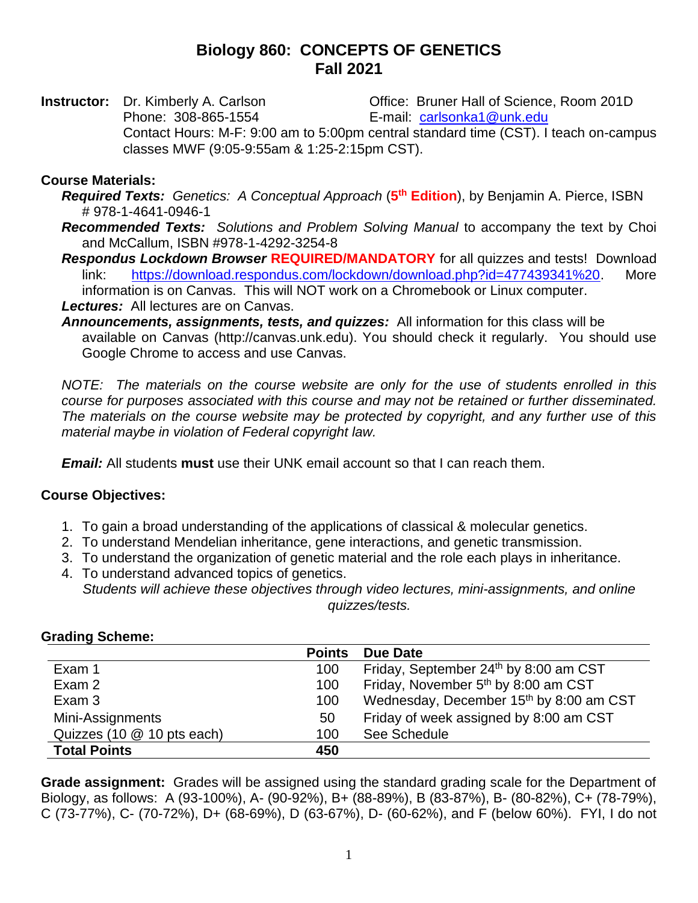# Biology 860: CONCEPTS OF GENETICS
## Fall 2021

**Instructor:** Dr. Kimberly A. Carlson  
Office: Bruner Hall of Science, Room 201D  
Phone: 308-865-1554  
E-mail: carlsonka1@unk.edu  
Contact Hours: M-F: 9:00 am to 5:00pm central standard time (CST). I teach on-campus classes MWF (9:05-9:55am & 1:25-2:15pm CST).

**Course Materials:**

***Required Texts:*** *Genetics: A Conceptual Approach* (**5th Edition**), by Benjamin A. Pierce, ISBN # 978-1-4641-0946-1

***Recommended Texts:*** *Solutions and Problem Solving Manual* to accompany the text by Choi and McCallum, ISBN #978-1-4292-3254-8

***Respondus Lockdown Browser*** **REQUIRED/MANDATORY** for all quizzes and tests! Download link: https://download.respondus.com/lockdown/download.php?id=477439341%20. More information is on Canvas. This will NOT work on a Chromebook or Linux computer.

***Lectures:*** All lectures are on Canvas.

***Announcements, assignments, tests, and quizzes:*** All information for this class will be available on Canvas (http://canvas.unk.edu). You should check it regularly. You should use Google Chrome to access and use Canvas.

*NOTE: The materials on the course website are only for the use of students enrolled in this course for purposes associated with this course and may not be retained or further disseminated. The materials on the course website may be protected by copyright, and any further use of this material maybe in violation of Federal copyright law.*

***Email:*** All students **must** use their UNK email account so that I can reach them.

**Course Objectives:**

1. To gain a broad understanding of the applications of classical & molecular genetics.
2. To understand Mendelian inheritance, gene interactions, and genetic transmission.
3. To understand the organization of genetic material and the role each plays in inheritance.
4. To understand advanced topics of genetics.

*Students will achieve these objectives through video lectures, mini-assignments, and online quizzes/tests.*

**Grading Scheme:**

| | Points | Due Date |
|---|---|---|
| Exam 1 | 100 | Friday, September 24th by 8:00 am CST |
| Exam 2 | 100 | Friday, November 5th by 8:00 am CST |
| Exam 3 | 100 | Wednesday, December 15th by 8:00 am CST |
| Mini-Assignments | 50 | Friday of week assigned by 8:00 am CST |
| Quizzes (10 @ 10 pts each) | 100 | See Schedule |
| **Total Points** | **450** | |

**Grade assignment:** Grades will be assigned using the standard grading scale for the Department of Biology, as follows: A (93-100%), A- (90-92%), B+ (88-89%), B (83-87%), B- (80-82%), C+ (78-79%), C (73-77%), C- (70-72%), D+ (68-69%), D (63-67%), D- (60-62%), and F (below 60%). FYI, I do not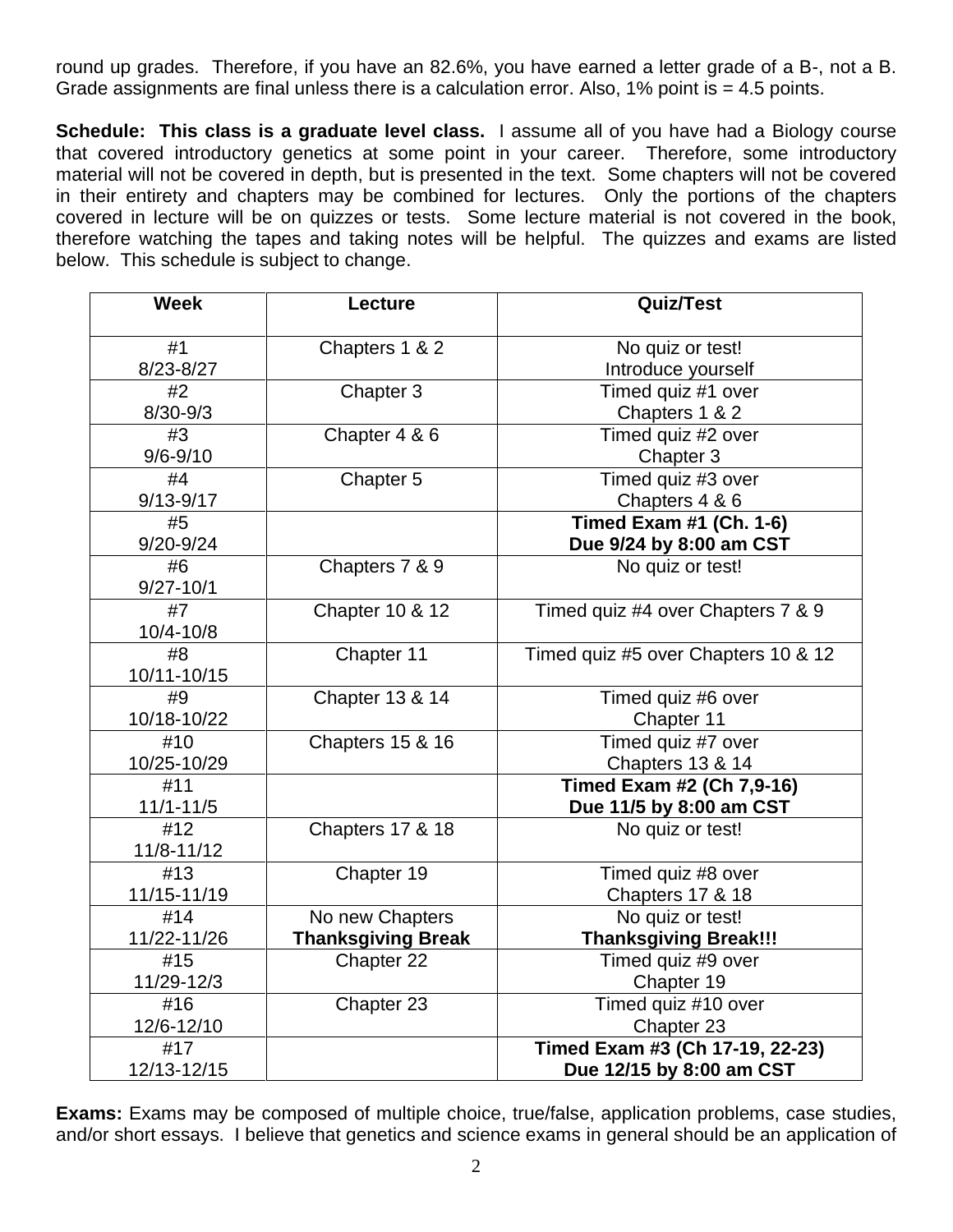round up grades. Therefore, if you have an 82.6%, you have earned a letter grade of a B-, not a B. Grade assignments are final unless there is a calculation error. Also, 1% point is = 4.5 points.

**Schedule: This class is a graduate level class.** I assume all of you have had a Biology course that covered introductory genetics at some point in your career. Therefore, some introductory material will not be covered in depth, but is presented in the text. Some chapters will not be covered in their entirety and chapters may be combined for lectures. Only the portions of the chapters covered in lecture will be on quizzes or tests. Some lecture material is not covered in the book, therefore watching the tapes and taking notes will be helpful. The quizzes and exams are listed below. This schedule is subject to change.

| Week | Lecture | Quiz/Test |
|---|---|---|
| #1<br>8/23-8/27 | Chapters 1 & 2 | No quiz or test!<br>Introduce yourself |
| #2<br>8/30-9/3 | Chapter 3 | Timed quiz #1 over<br>Chapters 1 & 2 |
| #3<br>9/6-9/10 | Chapter 4 & 6 | Timed quiz #2 over<br>Chapter 3 |
| #4<br>9/13-9/17 | Chapter 5 | Timed quiz #3 over<br>Chapters 4 & 6 |
| #5<br>9/20-9/24 | | **Timed Exam #1 (Ch. 1-6)<br>Due 9/24 by 8:00 am CST** |
| #6<br>9/27-10/1 | Chapters 7 & 9 | No quiz or test! |
| #7<br>10/4-10/8 | Chapter 10 & 12 | Timed quiz #4 over Chapters 7 & 9 |
| #8<br>10/11-10/15 | Chapter 11 | Timed quiz #5 over Chapters 10 & 12 |
| #9<br>10/18-10/22 | Chapter 13 & 14 | Timed quiz #6 over<br>Chapter 11 |
| #10<br>10/25-10/29 | Chapters 15 & 16 | Timed quiz #7 over<br>Chapters 13 & 14 |
| #11<br>11/1-11/5 | | **Timed Exam #2 (Ch 7,9-16)<br>Due 11/5 by 8:00 am CST** |
| #12<br>11/8-11/12 | Chapters 17 & 18 | No quiz or test! |
| #13<br>11/15-11/19 | Chapter 19 | Timed quiz #8 over<br>Chapters 17 & 18 |
| #14<br>11/22-11/26 | No new Chapters<br>**Thanksgiving Break** | No quiz or test!<br>**Thanksgiving Break!!!** |
| #15<br>11/29-12/3 | Chapter 22 | Timed quiz #9 over<br>Chapter 19 |
| #16<br>12/6-12/10 | Chapter 23 | Timed quiz #10 over<br>Chapter 23 |
| #17<br>12/13-12/15 | | **Timed Exam #3 (Ch 17-19, 22-23)<br>Due 12/15 by 8:00 am CST** |

**Exams:** Exams may be composed of multiple choice, true/false, application problems, case studies, and/or short essays. I believe that genetics and science exams in general should be an application of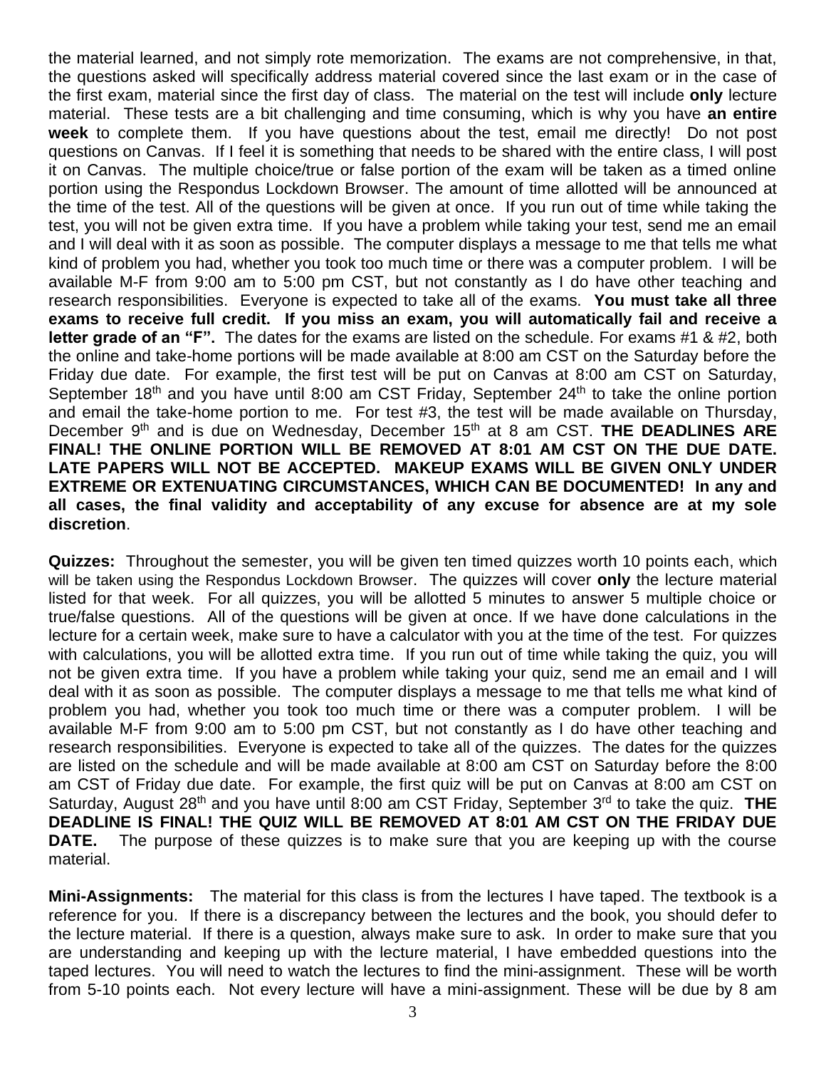the material learned, and not simply rote memorization. The exams are not comprehensive, in that, the questions asked will specifically address material covered since the last exam or in the case of the first exam, material since the first day of class. The material on the test will include **only** lecture material. These tests are a bit challenging and time consuming, which is why you have **an entire week** to complete them. If you have questions about the test, email me directly! Do not post questions on Canvas. If I feel it is something that needs to be shared with the entire class, I will post it on Canvas. The multiple choice/true or false portion of the exam will be taken as a timed online portion using the Respondus Lockdown Browser. The amount of time allotted will be announced at the time of the test. All of the questions will be given at once. If you run out of time while taking the test, you will not be given extra time. If you have a problem while taking your test, send me an email and I will deal with it as soon as possible. The computer displays a message to me that tells me what kind of problem you had, whether you took too much time or there was a computer problem. I will be available M-F from 9:00 am to 5:00 pm CST, but not constantly as I do have other teaching and research responsibilities. Everyone is expected to take all of the exams. **You must take all three exams to receive full credit. If you miss an exam, you will automatically fail and receive a letter grade of an "F".** The dates for the exams are listed on the schedule. For exams #1 & #2, both the online and take-home portions will be made available at 8:00 am CST on the Saturday before the Friday due date. For example, the first test will be put on Canvas at 8:00 am CST on Saturday, September 18th and you have until 8:00 am CST Friday, September 24th to take the online portion and email the take-home portion to me. For test #3, the test will be made available on Thursday, December 9th and is due on Wednesday, December 15th at 8 am CST. **THE DEADLINES ARE FINAL! THE ONLINE PORTION WILL BE REMOVED AT 8:01 AM CST ON THE DUE DATE. LATE PAPERS WILL NOT BE ACCEPTED. MAKEUP EXAMS WILL BE GIVEN ONLY UNDER EXTREME OR EXTENUATING CIRCUMSTANCES, WHICH CAN BE DOCUMENTED! In any and all cases, the final validity and acceptability of any excuse for absence are at my sole discretion**.

**Quizzes:** Throughout the semester, you will be given ten timed quizzes worth 10 points each, which will be taken using the Respondus Lockdown Browser. The quizzes will cover **only** the lecture material listed for that week. For all quizzes, you will be allotted 5 minutes to answer 5 multiple choice or true/false questions. All of the questions will be given at once. If we have done calculations in the lecture for a certain week, make sure to have a calculator with you at the time of the test. For quizzes with calculations, you will be allotted extra time. If you run out of time while taking the quiz, you will not be given extra time. If you have a problem while taking your quiz, send me an email and I will deal with it as soon as possible. The computer displays a message to me that tells me what kind of problem you had, whether you took too much time or there was a computer problem. I will be available M-F from 9:00 am to 5:00 pm CST, but not constantly as I do have other teaching and research responsibilities. Everyone is expected to take all of the quizzes. The dates for the quizzes are listed on the schedule and will be made available at 8:00 am CST on Saturday before the 8:00 am CST of Friday due date. For example, the first quiz will be put on Canvas at 8:00 am CST on Saturday, August 28th and you have until 8:00 am CST Friday, September 3rd to take the quiz. **THE DEADLINE IS FINAL! THE QUIZ WILL BE REMOVED AT 8:01 AM CST ON THE FRIDAY DUE DATE.** The purpose of these quizzes is to make sure that you are keeping up with the course material.

**Mini-Assignments:** The material for this class is from the lectures I have taped. The textbook is a reference for you. If there is a discrepancy between the lectures and the book, you should defer to the lecture material. If there is a question, always make sure to ask. In order to make sure that you are understanding and keeping up with the lecture material, I have embedded questions into the taped lectures. You will need to watch the lectures to find the mini-assignment. These will be worth from 5-10 points each. Not every lecture will have a mini-assignment. These will be due by 8 am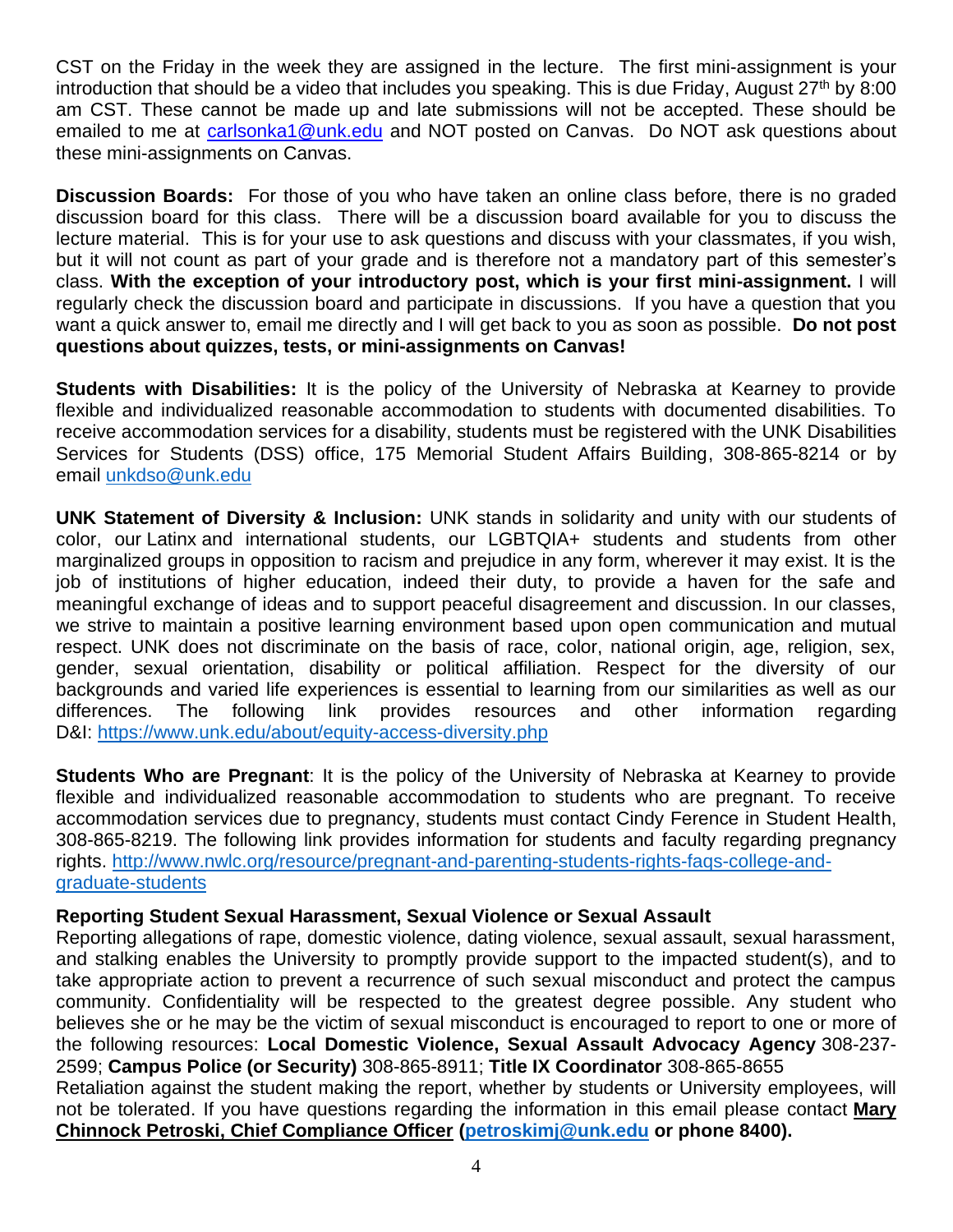CST on the Friday in the week they are assigned in the lecture. The first mini-assignment is your introduction that should be a video that includes you speaking. This is due Friday, August 27th by 8:00 am CST. These cannot be made up and late submissions will not be accepted. These should be emailed to me at carlsonka1@unk.edu and NOT posted on Canvas. Do NOT ask questions about these mini-assignments on Canvas.

**Discussion Boards:** For those of you who have taken an online class before, there is no graded discussion board for this class. There will be a discussion board available for you to discuss the lecture material. This is for your use to ask questions and discuss with your classmates, if you wish, but it will not count as part of your grade and is therefore not a mandatory part of this semester's class. **With the exception of your introductory post, which is your first mini-assignment.** I will regularly check the discussion board and participate in discussions. If you have a question that you want a quick answer to, email me directly and I will get back to you as soon as possible. **Do not post questions about quizzes, tests, or mini-assignments on Canvas!**

**Students with Disabilities:** It is the policy of the University of Nebraska at Kearney to provide flexible and individualized reasonable accommodation to students with documented disabilities. To receive accommodation services for a disability, students must be registered with the UNK Disabilities Services for Students (DSS) office, 175 Memorial Student Affairs Building, 308-865-8214 or by email unkdso@unk.edu

**UNK Statement of Diversity & Inclusion:** UNK stands in solidarity and unity with our students of color, our Latinx and international students, our LGBTQIA+ students and students from other marginalized groups in opposition to racism and prejudice in any form, wherever it may exist. It is the job of institutions of higher education, indeed their duty, to provide a haven for the safe and meaningful exchange of ideas and to support peaceful disagreement and discussion. In our classes, we strive to maintain a positive learning environment based upon open communication and mutual respect. UNK does not discriminate on the basis of race, color, national origin, age, religion, sex, gender, sexual orientation, disability or political affiliation. Respect for the diversity of our backgrounds and varied life experiences is essential to learning from our similarities as well as our differences. The following link provides resources and other information regarding D&I: https://www.unk.edu/about/equity-access-diversity.php

**Students Who are Pregnant**: It is the policy of the University of Nebraska at Kearney to provide flexible and individualized reasonable accommodation to students who are pregnant. To receive accommodation services due to pregnancy, students must contact Cindy Ference in Student Health, 308-865-8219. The following link provides information for students and faculty regarding pregnancy rights. http://www.nwlc.org/resource/pregnant-and-parenting-students-rights-faqs-college-and-graduate-students

**Reporting Student Sexual Harassment, Sexual Violence or Sexual Assault**

Reporting allegations of rape, domestic violence, dating violence, sexual assault, sexual harassment, and stalking enables the University to promptly provide support to the impacted student(s), and to take appropriate action to prevent a recurrence of such sexual misconduct and protect the campus community. Confidentiality will be respected to the greatest degree possible. Any student who believes she or he may be the victim of sexual misconduct is encouraged to report to one or more of the following resources: **Local Domestic Violence, Sexual Assault Advocacy Agency** 308-237-2599; **Campus Police (or Security)** 308-865-8911; **Title IX Coordinator** 308-865-8655

Retaliation against the student making the report, whether by students or University employees, will not be tolerated. If you have questions regarding the information in this email please contact **Mary Chinnock Petroski, Chief Compliance Officer (petroskimj@unk.edu or phone 8400).**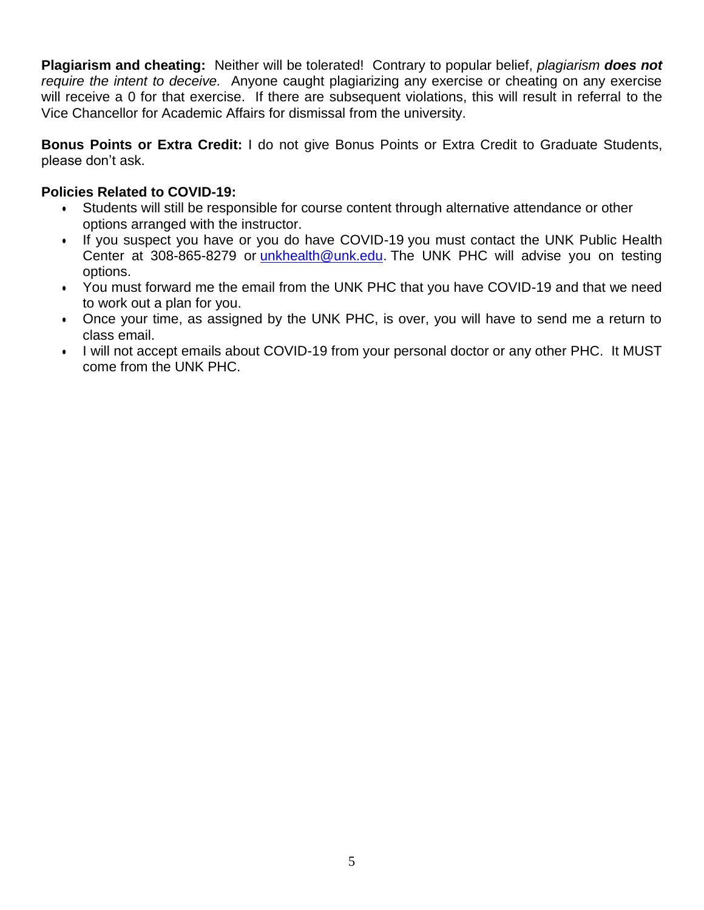**Plagiarism and cheating:** Neither will be tolerated! Contrary to popular belief, *plagiarism **does not** require the intent to deceive.* Anyone caught plagiarizing any exercise or cheating on any exercise will receive a 0 for that exercise. If there are subsequent violations, this will result in referral to the Vice Chancellor for Academic Affairs for dismissal from the university.

**Bonus Points or Extra Credit:** I do not give Bonus Points or Extra Credit to Graduate Students, please don't ask.

**Policies Related to COVID-19:**

- Students will still be responsible for course content through alternative attendance or other options arranged with the instructor.
- If you suspect you have or you do have COVID-19 you must contact the UNK Public Health Center at 308-865-8279 or [unkhealth@unk.edu](mailto:unkhealth@unk.edu). The UNK PHC will advise you on testing options.
- You must forward me the email from the UNK PHC that you have COVID-19 and that we need to work out a plan for you.
- Once your time, as assigned by the UNK PHC, is over, you will have to send me a return to class email.
- I will not accept emails about COVID-19 from your personal doctor or any other PHC. It MUST come from the UNK PHC.